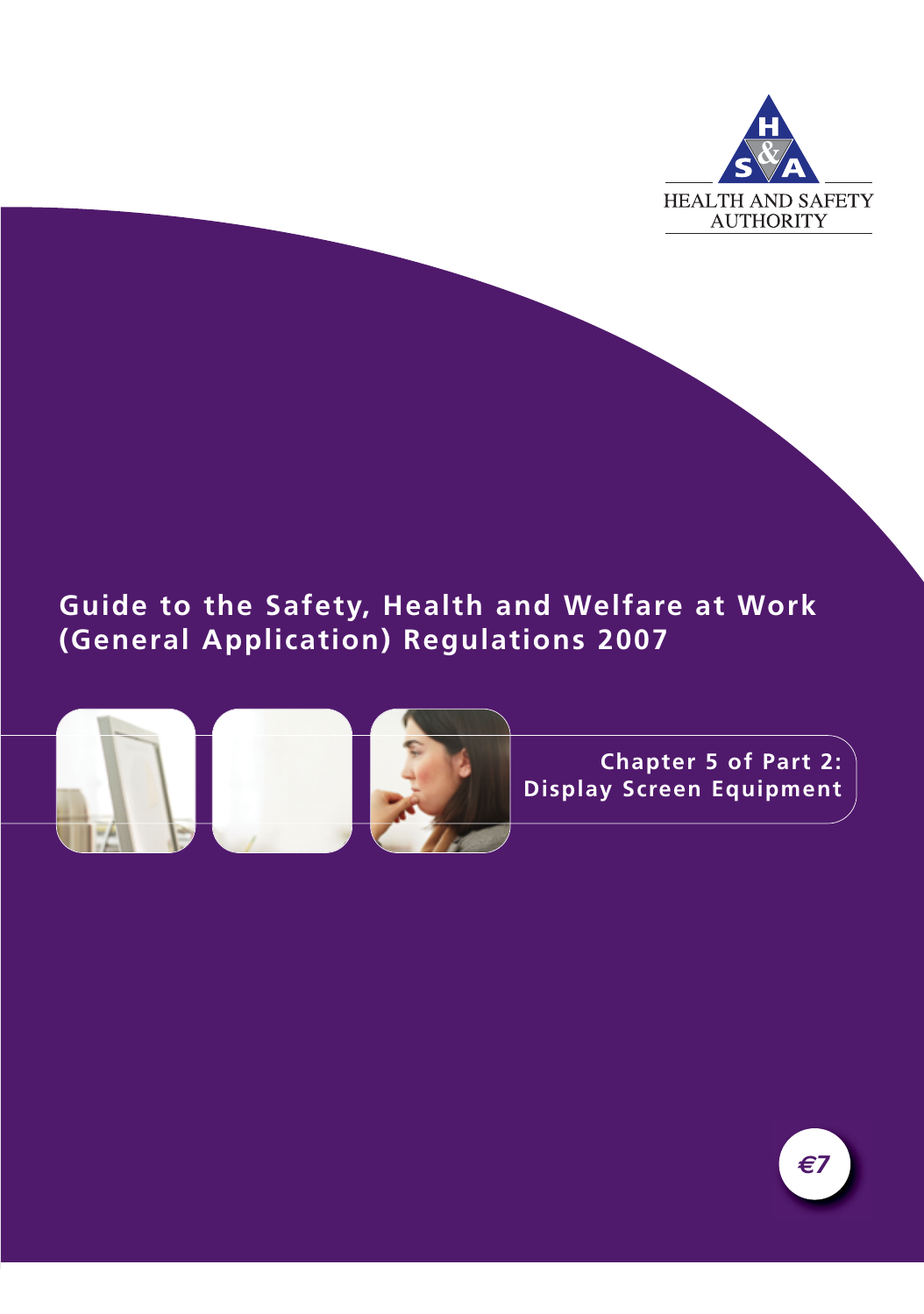HEALTH AND SAFETY AUTHORITY

# Guide to the Safety, Health and Welfare at Work (General Application) Regulations 2007

## Chapter 5 of Part 2: Display Screen Equipment

€7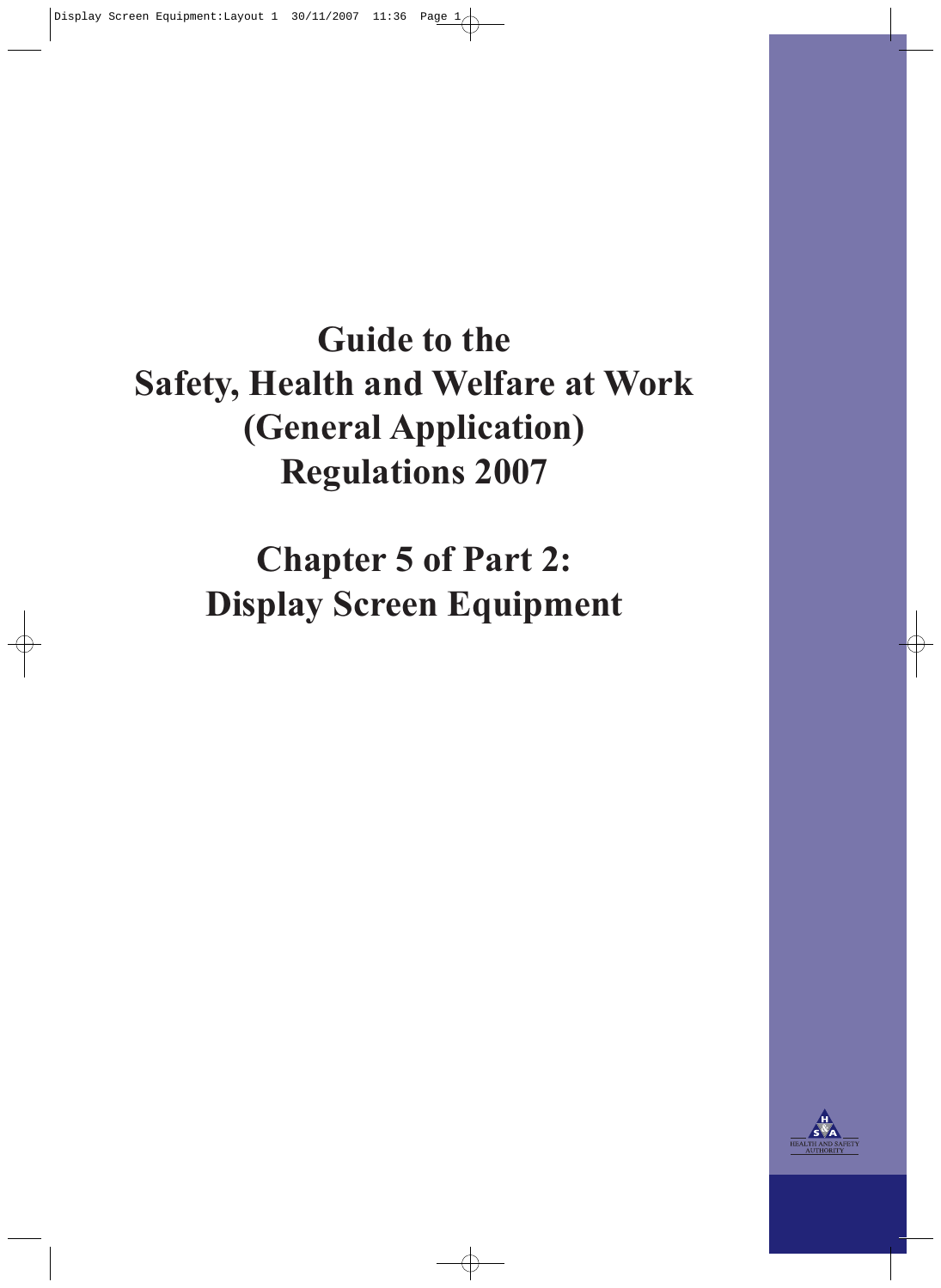# Guide to the Safety, Health and Welfare at Work (General Application) Regulations 2007

## Chapter 5 of Part 2: Display Screen Equipment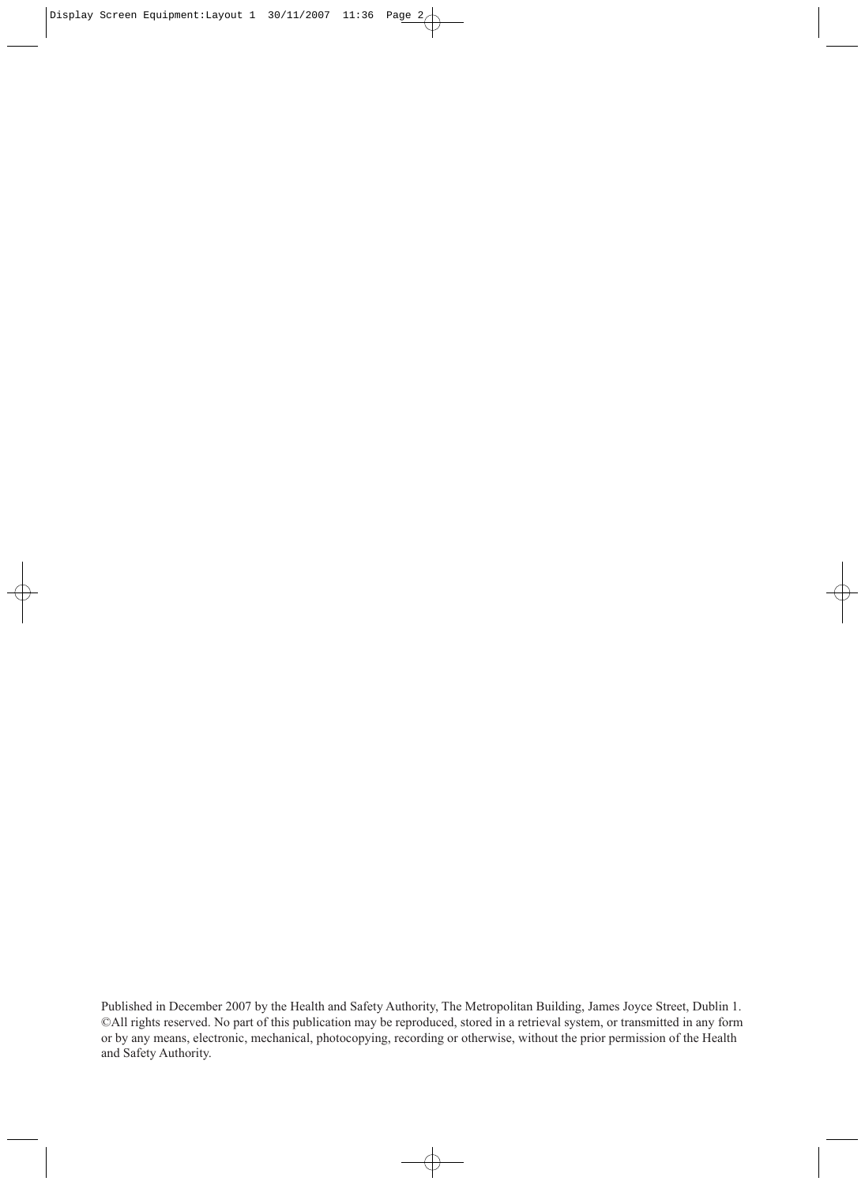Published in December 2007 by the Health and Safety Authority, The Metropolitan Building, James Joyce Street, Dublin 1. ©All rights reserved. No part of this publication may be reproduced, stored in a retrieval system, or transmitted in any form or by any means, electronic, mechanical, photocopying, recording or otherwise, without the prior permission of the Health and Safety Authority.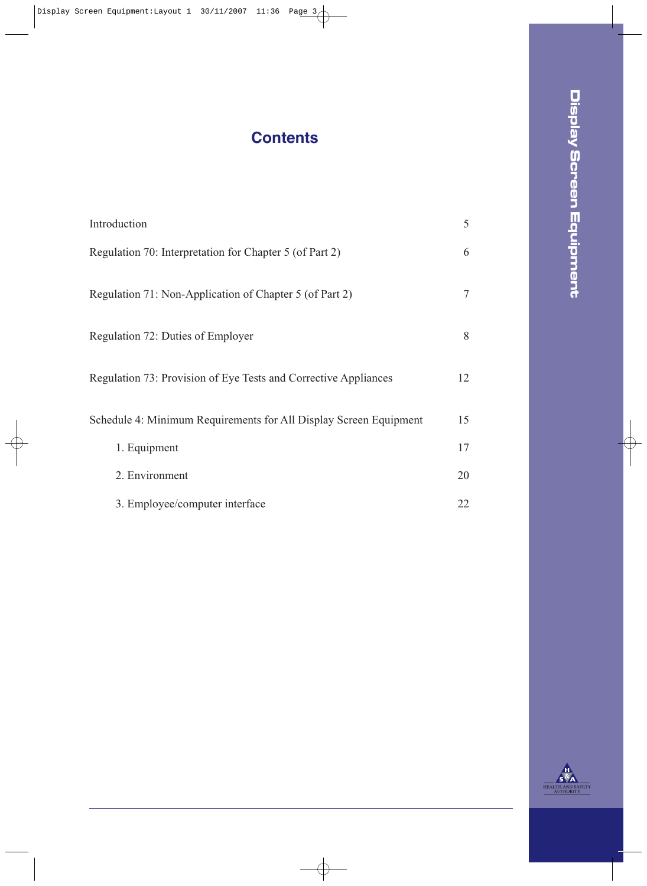# Contents

| | |
|---|---|
| Introduction | 5 |
| Regulation 70: Interpretation for Chapter 5 (of Part 2) | 6 |
| Regulation 71: Non-Application of Chapter 5 (of Part 2) | 7 |
| Regulation 72: Duties of Employer | 8 |
| Regulation 73: Provision of Eye Tests and Corrective Appliances | 12 |
| Schedule 4: Minimum Requirements for All Display Screen Equipment | 15 |
| 1. Equipment | 17 |
| 2. Environment | 20 |
| 3. Employee/computer interface | 22 |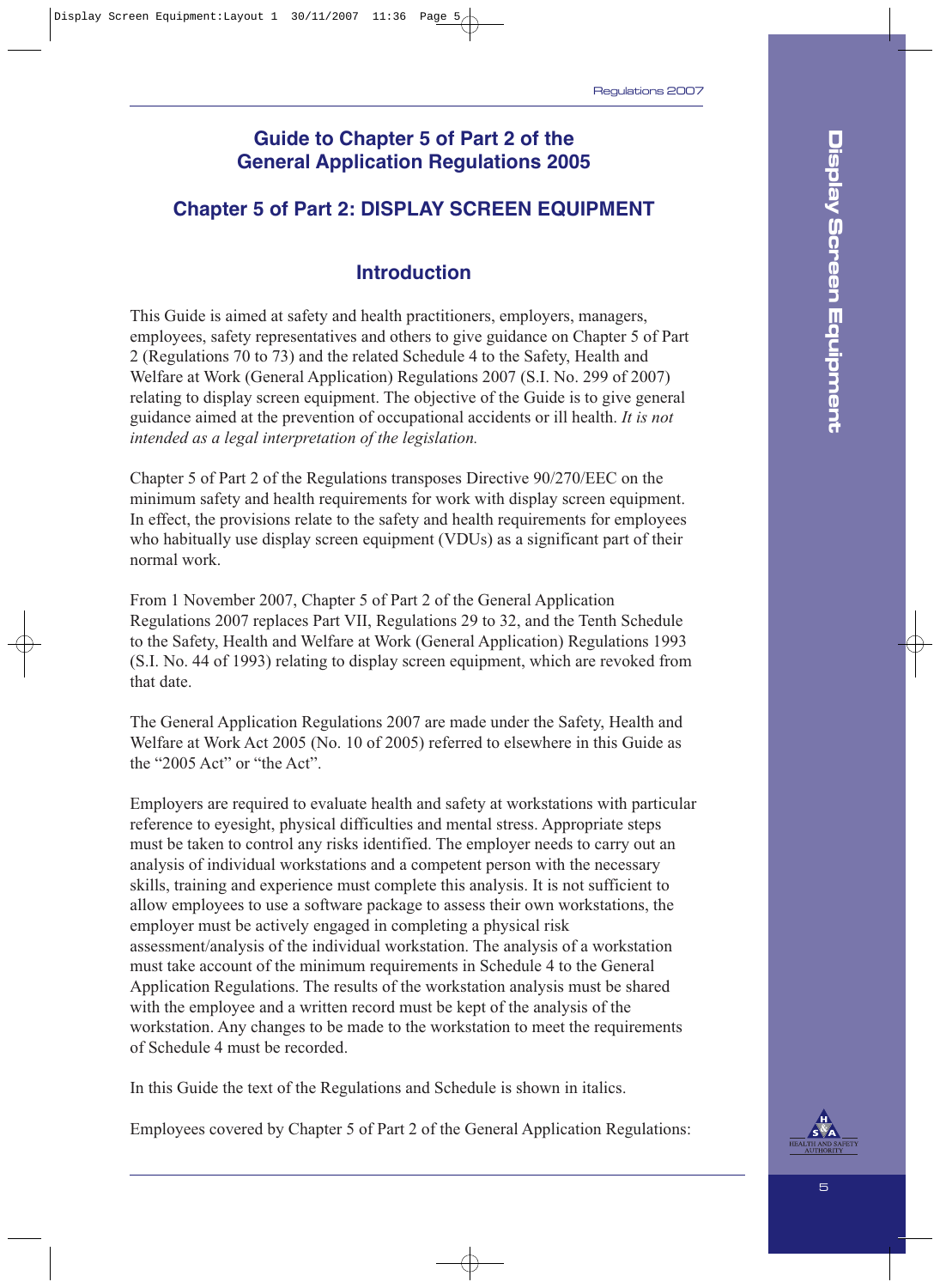# Guide to Chapter 5 of Part 2 of the General Application Regulations 2005

## Chapter 5 of Part 2: DISPLAY SCREEN EQUIPMENT

### Introduction

This Guide is aimed at safety and health practitioners, employers, managers, employees, safety representatives and others to give guidance on Chapter 5 of Part 2 (Regulations 70 to 73) and the related Schedule 4 to the Safety, Health and Welfare at Work (General Application) Regulations 2007 (S.I. No. 299 of 2007) relating to display screen equipment. The objective of the Guide is to give general guidance aimed at the prevention of occupational accidents or ill health. *It is not intended as a legal interpretation of the legislation.*

Chapter 5 of Part 2 of the Regulations transposes Directive 90/270/EEC on the minimum safety and health requirements for work with display screen equipment. In effect, the provisions relate to the safety and health requirements for employees who habitually use display screen equipment (VDUs) as a significant part of their normal work.

From 1 November 2007, Chapter 5 of Part 2 of the General Application Regulations 2007 replaces Part VII, Regulations 29 to 32, and the Tenth Schedule to the Safety, Health and Welfare at Work (General Application) Regulations 1993 (S.I. No. 44 of 1993) relating to display screen equipment, which are revoked from that date.

The General Application Regulations 2007 are made under the Safety, Health and Welfare at Work Act 2005 (No. 10 of 2005) referred to elsewhere in this Guide as the "2005 Act" or "the Act".

Employers are required to evaluate health and safety at workstations with particular reference to eyesight, physical difficulties and mental stress. Appropriate steps must be taken to control any risks identified. The employer needs to carry out an analysis of individual workstations and a competent person with the necessary skills, training and experience must complete this analysis. It is not sufficient to allow employees to use a software package to assess their own workstations, the employer must be actively engaged in completing a physical risk assessment/analysis of the individual workstation. The analysis of a workstation must take account of the minimum requirements in Schedule 4 to the General Application Regulations. The results of the workstation analysis must be shared with the employee and a written record must be kept of the analysis of the workstation. Any changes to be made to the workstation to meet the requirements of Schedule 4 must be recorded.

In this Guide the text of the Regulations and Schedule is shown in italics.

Employees covered by Chapter 5 of Part 2 of the General Application Regulations: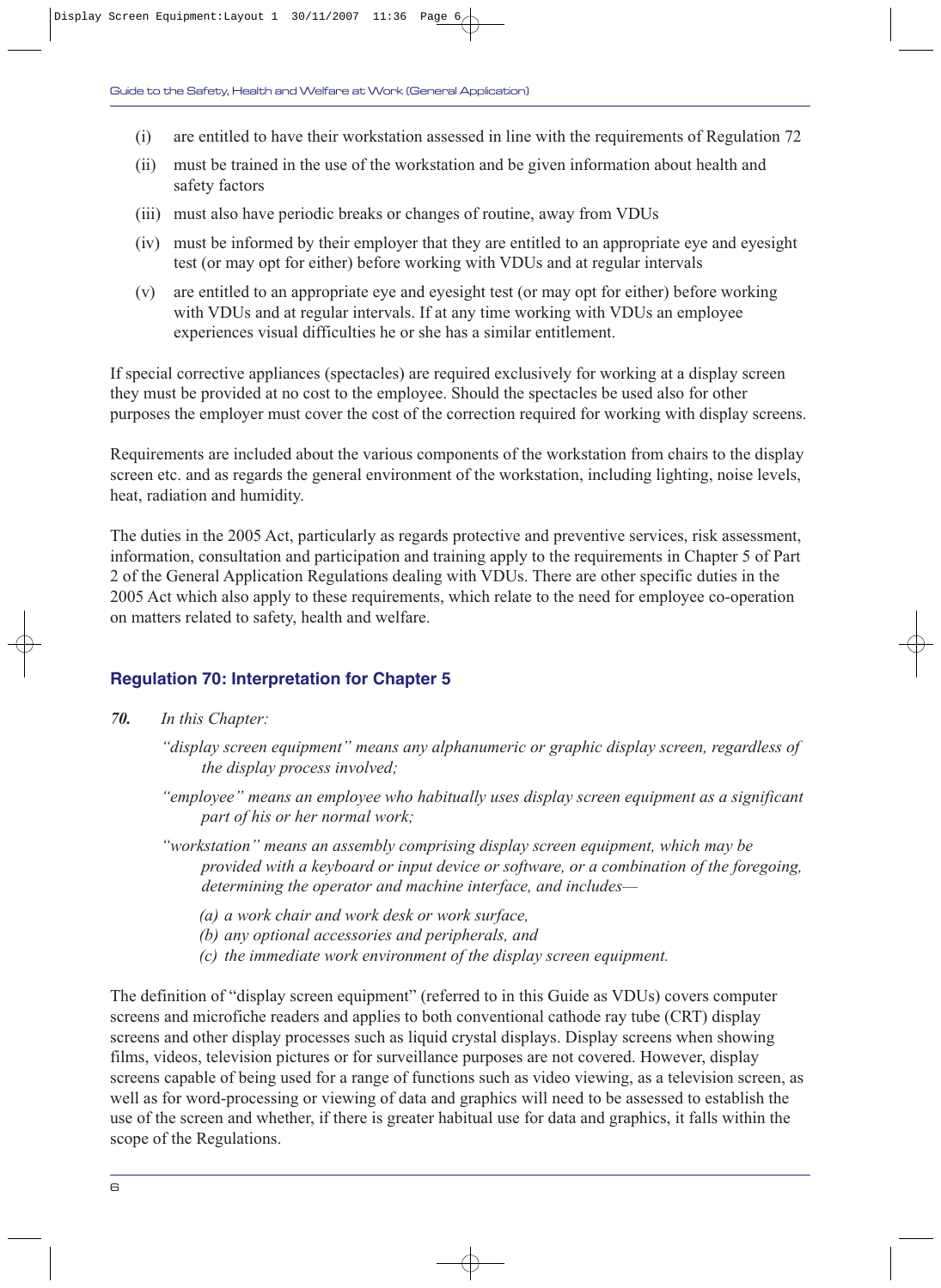(i) are entitled to have their workstation assessed in line with the requirements of Regulation 72

(ii) must be trained in the use of the workstation and be given information about health and safety factors

(iii) must also have periodic breaks or changes of routine, away from VDUs

(iv) must be informed by their employer that they are entitled to an appropriate eye and eyesight test (or may opt for either) before working with VDUs and at regular intervals

(v) are entitled to an appropriate eye and eyesight test (or may opt for either) before working with VDUs and at regular intervals. If at any time working with VDUs an employee experiences visual difficulties he or she has a similar entitlement.

If special corrective appliances (spectacles) are required exclusively for working at a display screen they must be provided at no cost to the employee. Should the spectacles be used also for other purposes the employer must cover the cost of the correction required for working with display screens.

Requirements are included about the various components of the workstation from chairs to the display screen etc. and as regards the general environment of the workstation, including lighting, noise levels, heat, radiation and humidity.

The duties in the 2005 Act, particularly as regards protective and preventive services, risk assessment, information, consultation and participation and training apply to the requirements in Chapter 5 of Part 2 of the General Application Regulations dealing with VDUs. There are other specific duties in the 2005 Act which also apply to these requirements, which relate to the need for employee co-operation on matters related to safety, health and welfare.

## Regulation 70: Interpretation for Chapter 5

***70.*** *In this Chapter:*

*"display screen equipment" means any alphanumeric or graphic display screen, regardless of the display process involved;*

*"employee" means an employee who habitually uses display screen equipment as a significant part of his or her normal work;*

*"workstation" means an assembly comprising display screen equipment, which may be provided with a keyboard or input device or software, or a combination of the foregoing, determining the operator and machine interface, and includes—*

*(a) a work chair and work desk or work surface,*
*(b) any optional accessories and peripherals, and*
*(c) the immediate work environment of the display screen equipment.*

The definition of "display screen equipment" (referred to in this Guide as VDUs) covers computer screens and microfiche readers and applies to both conventional cathode ray tube (CRT) display screens and other display processes such as liquid crystal displays. Display screens when showing films, videos, television pictures or for surveillance purposes are not covered. However, display screens capable of being used for a range of functions such as video viewing, as a television screen, as well as for word-processing or viewing of data and graphics will need to be assessed to establish the use of the screen and whether, if there is greater habitual use for data and graphics, it falls within the scope of the Regulations.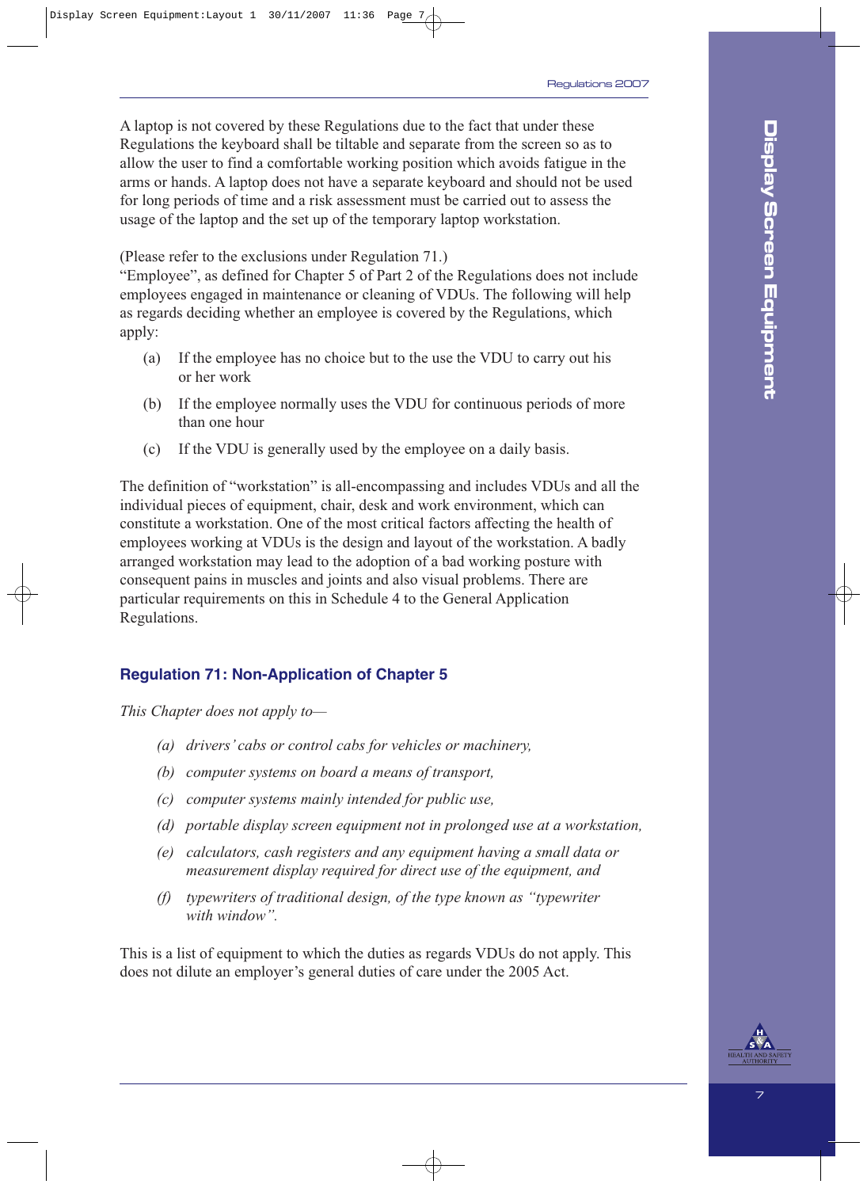A laptop is not covered by these Regulations due to the fact that under these Regulations the keyboard shall be tiltable and separate from the screen so as to allow the user to find a comfortable working position which avoids fatigue in the arms or hands. A laptop does not have a separate keyboard and should not be used for long periods of time and a risk assessment must be carried out to assess the usage of the laptop and the set up of the temporary laptop workstation.

(Please refer to the exclusions under Regulation 71.)

"Employee", as defined for Chapter 5 of Part 2 of the Regulations does not include employees engaged in maintenance or cleaning of VDUs. The following will help as regards deciding whether an employee is covered by the Regulations, which apply:

(a) If the employee has no choice but to the use the VDU to carry out his or her work

(b) If the employee normally uses the VDU for continuous periods of more than one hour

(c) If the VDU is generally used by the employee on a daily basis.

The definition of "workstation" is all-encompassing and includes VDUs and all the individual pieces of equipment, chair, desk and work environment, which can constitute a workstation. One of the most critical factors affecting the health of employees working at VDUs is the design and layout of the workstation. A badly arranged workstation may lead to the adoption of a bad working posture with consequent pains in muscles and joints and also visual problems. There are particular requirements on this in Schedule 4 to the General Application Regulations.

## Regulation 71: Non-Application of Chapter 5

*This Chapter does not apply to—*

*(a) drivers' cabs or control cabs for vehicles or machinery,*

*(b) computer systems on board a means of transport,*

*(c) computer systems mainly intended for public use,*

*(d) portable display screen equipment not in prolonged use at a workstation,*

*(e) calculators, cash registers and any equipment having a small data or measurement display required for direct use of the equipment, and*

*(f) typewriters of traditional design, of the type known as "typewriter with window".*

This is a list of equipment to which the duties as regards VDUs do not apply. This does not dilute an employer's general duties of care under the 2005 Act.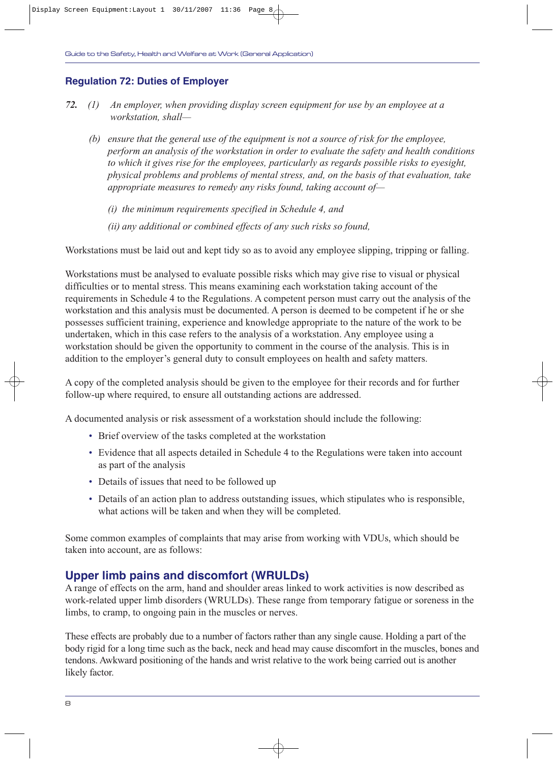## Regulation 72: Duties of Employer

*72. (1) An employer, when providing display screen equipment for use by an employee at a workstation, shall—*

*(b) ensure that the general use of the equipment is not a source of risk for the employee, perform an analysis of the workstation in order to evaluate the safety and health conditions to which it gives rise for the employees, particularly as regards possible risks to eyesight, physical problems and problems of mental stress, and, on the basis of that evaluation, take appropriate measures to remedy any risks found, taking account of—*

*(i) the minimum requirements specified in Schedule 4, and*

*(ii) any additional or combined effects of any such risks so found,*

Workstations must be laid out and kept tidy so as to avoid any employee slipping, tripping or falling.

Workstations must be analysed to evaluate possible risks which may give rise to visual or physical difficulties or to mental stress. This means examining each workstation taking account of the requirements in Schedule 4 to the Regulations. A competent person must carry out the analysis of the workstation and this analysis must be documented. A person is deemed to be competent if he or she possesses sufficient training, experience and knowledge appropriate to the nature of the work to be undertaken, which in this case refers to the analysis of a workstation. Any employee using a workstation should be given the opportunity to comment in the course of the analysis. This is in addition to the employer's general duty to consult employees on health and safety matters.

A copy of the completed analysis should be given to the employee for their records and for further follow-up where required, to ensure all outstanding actions are addressed.

A documented analysis or risk assessment of a workstation should include the following:

- Brief overview of the tasks completed at the workstation
- Evidence that all aspects detailed in Schedule 4 to the Regulations were taken into account as part of the analysis
- Details of issues that need to be followed up
- Details of an action plan to address outstanding issues, which stipulates who is responsible, what actions will be taken and when they will be completed.

Some common examples of complaints that may arise from working with VDUs, which should be taken into account, are as follows:

## Upper limb pains and discomfort (WRULDs)

A range of effects on the arm, hand and shoulder areas linked to work activities is now described as work-related upper limb disorders (WRULDs). These range from temporary fatigue or soreness in the limbs, to cramp, to ongoing pain in the muscles or nerves.

These effects are probably due to a number of factors rather than any single cause. Holding a part of the body rigid for a long time such as the back, neck and head may cause discomfort in the muscles, bones and tendons. Awkward positioning of the hands and wrist relative to the work being carried out is another likely factor.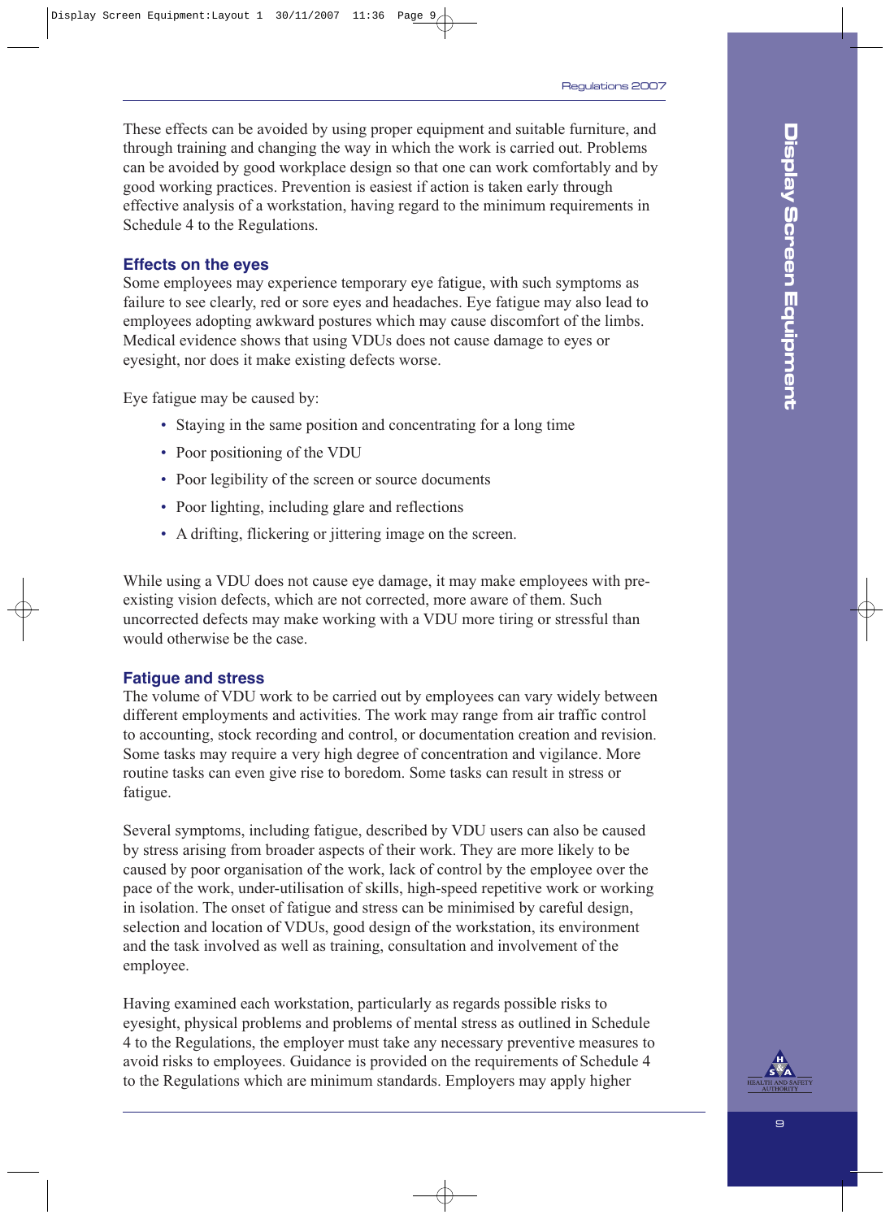These effects can be avoided by using proper equipment and suitable furniture, and through training and changing the way in which the work is carried out. Problems can be avoided by good workplace design so that one can work comfortably and by good working practices. Prevention is easiest if action is taken early through effective analysis of a workstation, having regard to the minimum requirements in Schedule 4 to the Regulations.

### Effects on the eyes

Some employees may experience temporary eye fatigue, with such symptoms as failure to see clearly, red or sore eyes and headaches. Eye fatigue may also lead to employees adopting awkward postures which may cause discomfort of the limbs. Medical evidence shows that using VDUs does not cause damage to eyes or eyesight, nor does it make existing defects worse.

Eye fatigue may be caused by:

- Staying in the same position and concentrating for a long time
- Poor positioning of the VDU
- Poor legibility of the screen or source documents
- Poor lighting, including glare and reflections
- A drifting, flickering or jittering image on the screen.

While using a VDU does not cause eye damage, it may make employees with pre-existing vision defects, which are not corrected, more aware of them. Such uncorrected defects may make working with a VDU more tiring or stressful than would otherwise be the case.

### Fatigue and stress

The volume of VDU work to be carried out by employees can vary widely between different employments and activities. The work may range from air traffic control to accounting, stock recording and control, or documentation creation and revision. Some tasks may require a very high degree of concentration and vigilance. More routine tasks can even give rise to boredom. Some tasks can result in stress or fatigue.

Several symptoms, including fatigue, described by VDU users can also be caused by stress arising from broader aspects of their work. They are more likely to be caused by poor organisation of the work, lack of control by the employee over the pace of the work, under-utilisation of skills, high-speed repetitive work or working in isolation. The onset of fatigue and stress can be minimised by careful design, selection and location of VDUs, good design of the workstation, its environment and the task involved as well as training, consultation and involvement of the employee.

Having examined each workstation, particularly as regards possible risks to eyesight, physical problems and problems of mental stress as outlined in Schedule 4 to the Regulations, the employer must take any necessary preventive measures to avoid risks to employees. Guidance is provided on the requirements of Schedule 4 to the Regulations which are minimum standards. Employers may apply higher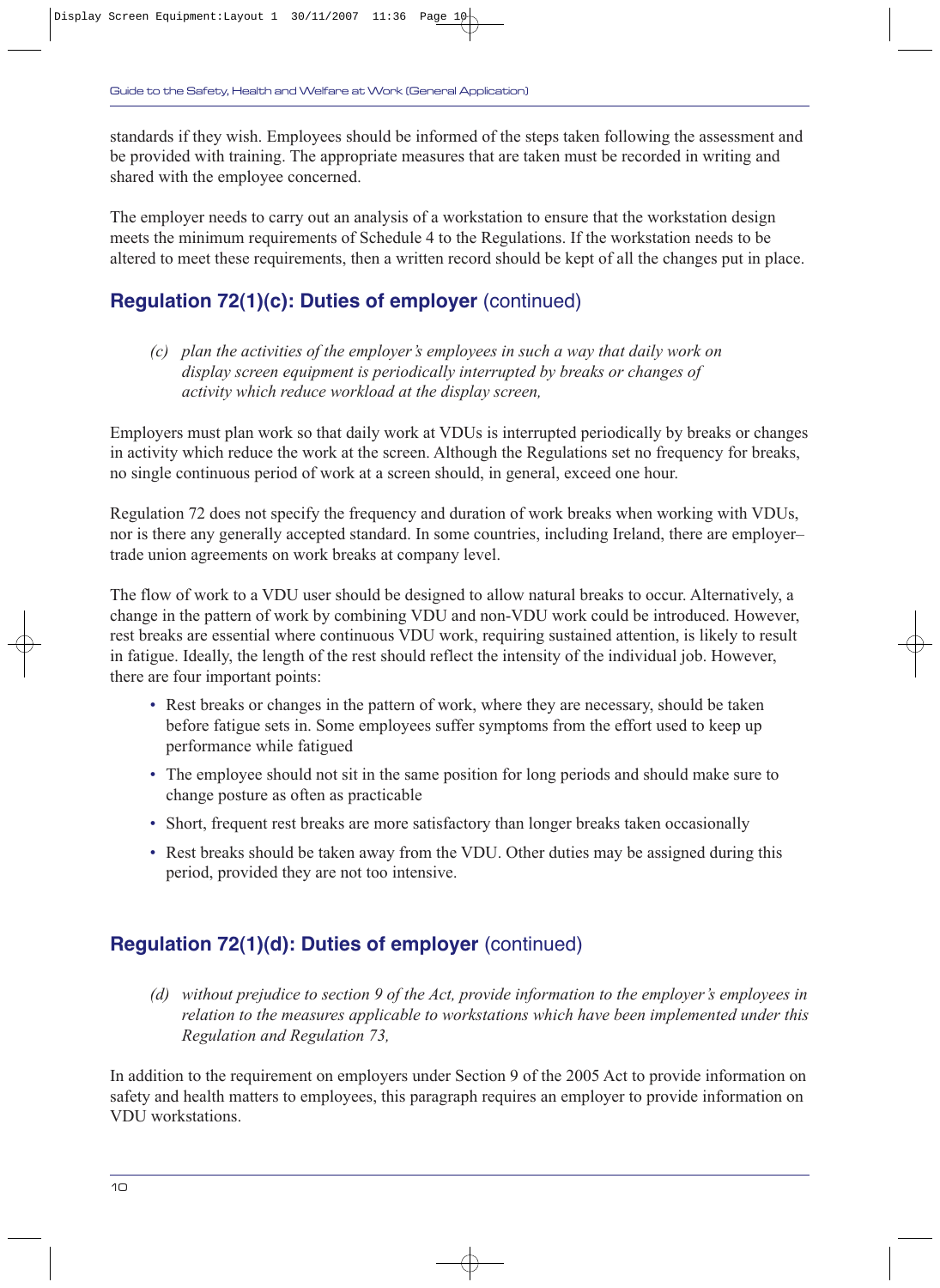standards if they wish. Employees should be informed of the steps taken following the assessment and be provided with training. The appropriate measures that are taken must be recorded in writing and shared with the employee concerned.

The employer needs to carry out an analysis of a workstation to ensure that the workstation design meets the minimum requirements of Schedule 4 to the Regulations. If the workstation needs to be altered to meet these requirements, then a written record should be kept of all the changes put in place.

## Regulation 72(1)(c): Duties of employer (continued)

*(c) plan the activities of the employer's employees in such a way that daily work on display screen equipment is periodically interrupted by breaks or changes of activity which reduce workload at the display screen,*

Employers must plan work so that daily work at VDUs is interrupted periodically by breaks or changes in activity which reduce the work at the screen. Although the Regulations set no frequency for breaks, no single continuous period of work at a screen should, in general, exceed one hour.

Regulation 72 does not specify the frequency and duration of work breaks when working with VDUs, nor is there any generally accepted standard. In some countries, including Ireland, there are employer–trade union agreements on work breaks at company level.

The flow of work to a VDU user should be designed to allow natural breaks to occur. Alternatively, a change in the pattern of work by combining VDU and non-VDU work could be introduced. However, rest breaks are essential where continuous VDU work, requiring sustained attention, is likely to result in fatigue. Ideally, the length of the rest should reflect the intensity of the individual job. However, there are four important points:

- Rest breaks or changes in the pattern of work, where they are necessary, should be taken before fatigue sets in. Some employees suffer symptoms from the effort used to keep up performance while fatigued
- The employee should not sit in the same position for long periods and should make sure to change posture as often as practicable
- Short, frequent rest breaks are more satisfactory than longer breaks taken occasionally
- Rest breaks should be taken away from the VDU. Other duties may be assigned during this period, provided they are not too intensive.

## Regulation 72(1)(d): Duties of employer (continued)

*(d) without prejudice to section 9 of the Act, provide information to the employer's employees in relation to the measures applicable to workstations which have been implemented under this Regulation and Regulation 73,*

In addition to the requirement on employers under Section 9 of the 2005 Act to provide information on safety and health matters to employees, this paragraph requires an employer to provide information on VDU workstations.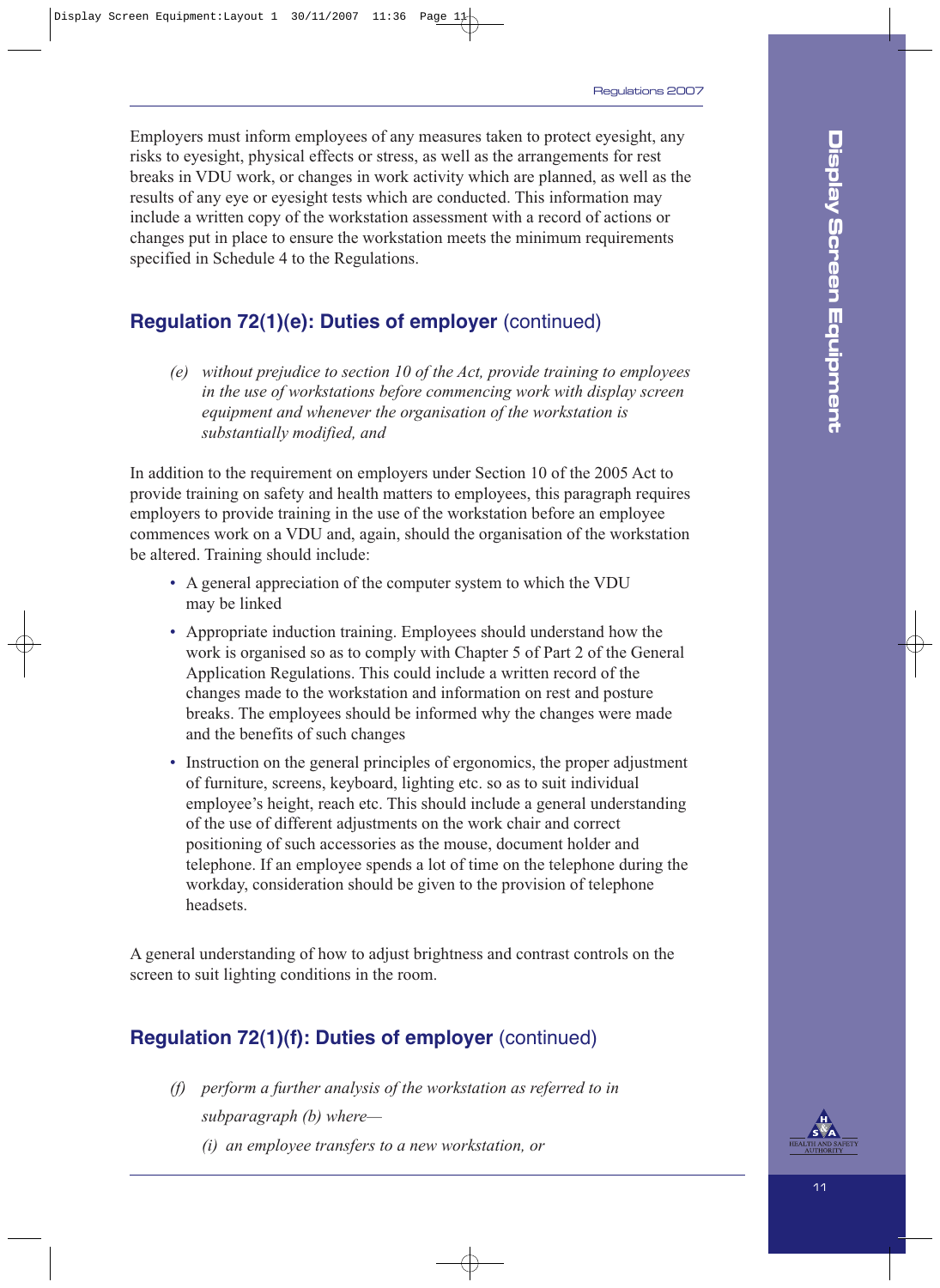Employers must inform employees of any measures taken to protect eyesight, any risks to eyesight, physical effects or stress, as well as the arrangements for rest breaks in VDU work, or changes in work activity which are planned, as well as the results of any eye or eyesight tests which are conducted. This information may include a written copy of the workstation assessment with a record of actions or changes put in place to ensure the workstation meets the minimum requirements specified in Schedule 4 to the Regulations.

## Regulation 72(1)(e): Duties of employer (continued)

> *(e) without prejudice to section 10 of the Act, provide training to employees in the use of workstations before commencing work with display screen equipment and whenever the organisation of the workstation is substantially modified, and*

In addition to the requirement on employers under Section 10 of the 2005 Act to provide training on safety and health matters to employees, this paragraph requires employers to provide training in the use of the workstation before an employee commences work on a VDU and, again, should the organisation of the workstation be altered. Training should include:

- A general appreciation of the computer system to which the VDU may be linked
- Appropriate induction training. Employees should understand how the work is organised so as to comply with Chapter 5 of Part 2 of the General Application Regulations. This could include a written record of the changes made to the workstation and information on rest and posture breaks. The employees should be informed why the changes were made and the benefits of such changes
- Instruction on the general principles of ergonomics, the proper adjustment of furniture, screens, keyboard, lighting etc. so as to suit individual employee's height, reach etc. This should include a general understanding of the use of different adjustments on the work chair and correct positioning of such accessories as the mouse, document holder and telephone. If an employee spends a lot of time on the telephone during the workday, consideration should be given to the provision of telephone headsets.

A general understanding of how to adjust brightness and contrast controls on the screen to suit lighting conditions in the room.

## Regulation 72(1)(f): Duties of employer (continued)

> *(f) perform a further analysis of the workstation as referred to in subparagraph (b) where—*
>
> *(i) an employee transfers to a new workstation, or*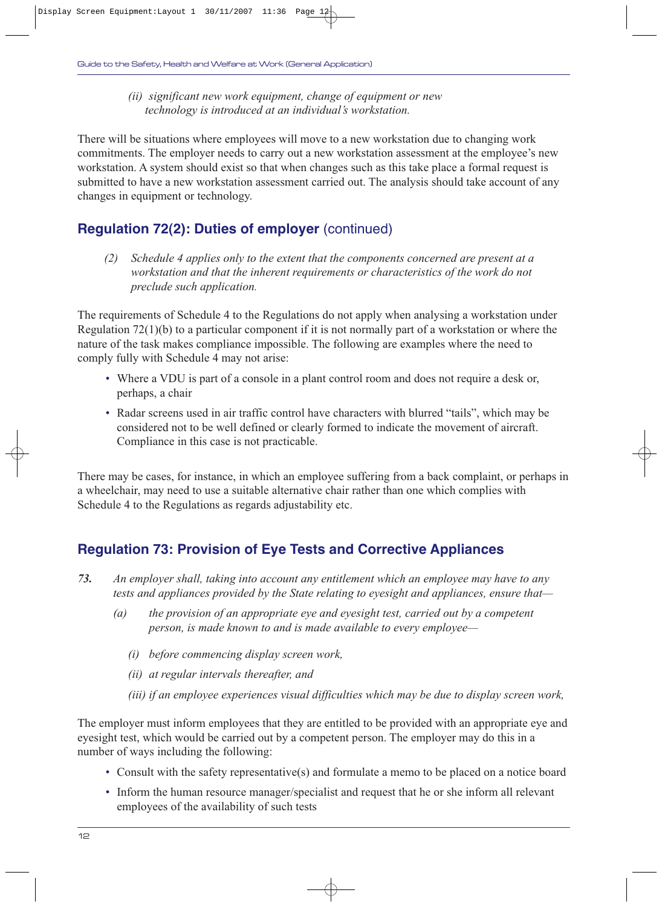*(ii) significant new work equipment, change of equipment or new technology is introduced at an individual's workstation.*

There will be situations where employees will move to a new workstation due to changing work commitments. The employer needs to carry out a new workstation assessment at the employee's new workstation. A system should exist so that when changes such as this take place a formal request is submitted to have a new workstation assessment carried out. The analysis should take account of any changes in equipment or technology.

## Regulation 72(2): Duties of employer (continued)

*(2) Schedule 4 applies only to the extent that the components concerned are present at a workstation and that the inherent requirements or characteristics of the work do not preclude such application.*

The requirements of Schedule 4 to the Regulations do not apply when analysing a workstation under Regulation 72(1)(b) to a particular component if it is not normally part of a workstation or where the nature of the task makes compliance impossible. The following are examples where the need to comply fully with Schedule 4 may not arise:

- Where a VDU is part of a console in a plant control room and does not require a desk or, perhaps, a chair
- Radar screens used in air traffic control have characters with blurred "tails", which may be considered not to be well defined or clearly formed to indicate the movement of aircraft. Compliance in this case is not practicable.

There may be cases, for instance, in which an employee suffering from a back complaint, or perhaps in a wheelchair, may need to use a suitable alternative chair rather than one which complies with Schedule 4 to the Regulations as regards adjustability etc.

## Regulation 73: Provision of Eye Tests and Corrective Appliances

***73.*** *An employer shall, taking into account any entitlement which an employee may have to any tests and appliances provided by the State relating to eyesight and appliances, ensure that—*

*(a) the provision of an appropriate eye and eyesight test, carried out by a competent person, is made known to and is made available to every employee—*

*(i) before commencing display screen work,*

*(ii) at regular intervals thereafter, and*

*(iii) if an employee experiences visual difficulties which may be due to display screen work,*

The employer must inform employees that they are entitled to be provided with an appropriate eye and eyesight test, which would be carried out by a competent person. The employer may do this in a number of ways including the following:

- Consult with the safety representative(s) and formulate a memo to be placed on a notice board
- Inform the human resource manager/specialist and request that he or she inform all relevant employees of the availability of such tests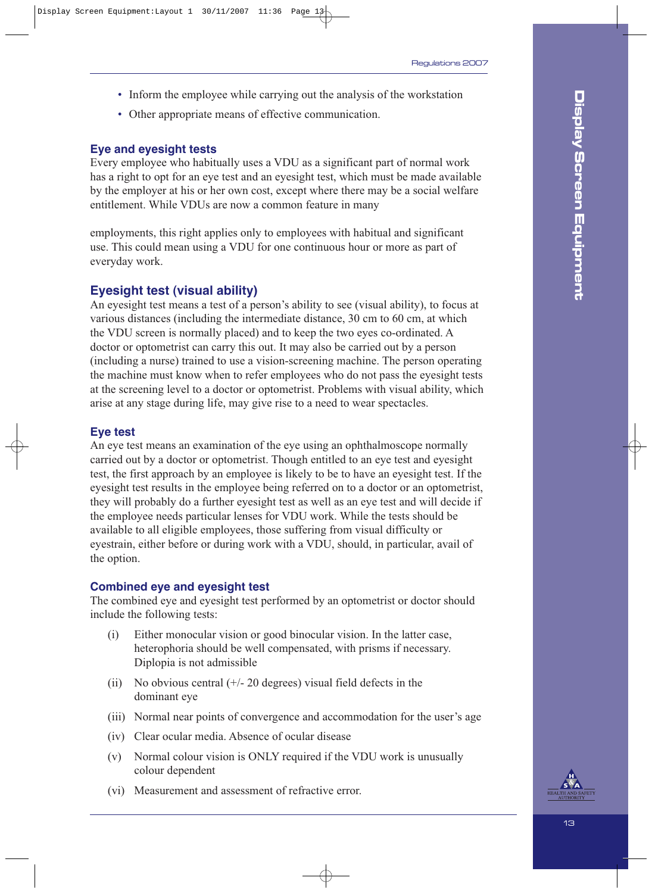- Inform the employee while carrying out the analysis of the workstation
- Other appropriate means of effective communication.

## Eye and eyesight tests

Every employee who habitually uses a VDU as a significant part of normal work has a right to opt for an eye test and an eyesight test, which must be made available by the employer at his or her own cost, except where there may be a social welfare entitlement. While VDUs are now a common feature in many employments, this right applies only to employees with habitual and significant use. This could mean using a VDU for one continuous hour or more as part of everyday work.

## Eyesight test (visual ability)

An eyesight test means a test of a person's ability to see (visual ability), to focus at various distances (including the intermediate distance, 30 cm to 60 cm, at which the VDU screen is normally placed) and to keep the two eyes co-ordinated. A doctor or optometrist can carry this out. It may also be carried out by a person (including a nurse) trained to use a vision-screening machine. The person operating the machine must know when to refer employees who do not pass the eyesight tests at the screening level to a doctor or optometrist. Problems with visual ability, which arise at any stage during life, may give rise to a need to wear spectacles.

## Eye test

An eye test means an examination of the eye using an ophthalmoscope normally carried out by a doctor or optometrist. Though entitled to an eye test and eyesight test, the first approach by an employee is likely to be to have an eyesight test. If the eyesight test results in the employee being referred on to a doctor or an optometrist, they will probably do a further eyesight test as well as an eye test and will decide if the employee needs particular lenses for VDU work. While the tests should be available to all eligible employees, those suffering from visual difficulty or eyestrain, either before or during work with a VDU, should, in particular, avail of the option.

## Combined eye and eyesight test

The combined eye and eyesight test performed by an optometrist or doctor should include the following tests:

(i) Either monocular vision or good binocular vision. In the latter case, heterophoria should be well compensated, with prisms if necessary. Diplopia is not admissible

(ii) No obvious central (+/- 20 degrees) visual field defects in the dominant eye

(iii) Normal near points of convergence and accommodation for the user's age

(iv) Clear ocular media. Absence of ocular disease

(v) Normal colour vision is ONLY required if the VDU work is unusually colour dependent

(vi) Measurement and assessment of refractive error.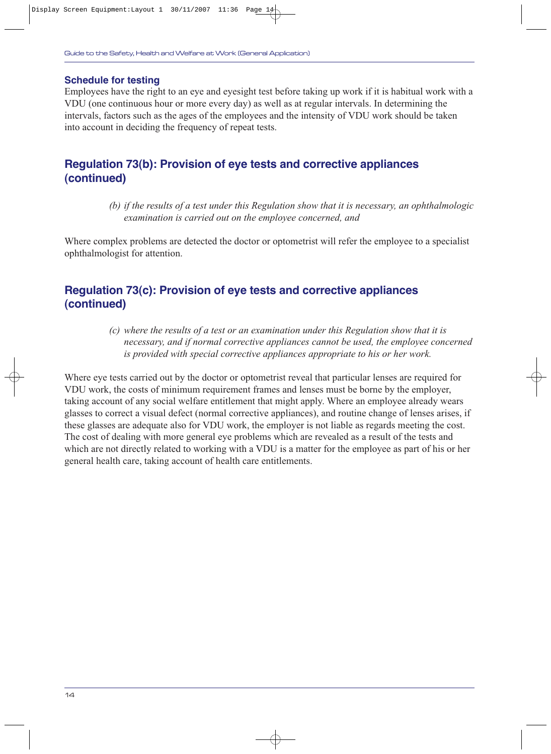### Schedule for testing

Employees have the right to an eye and eyesight test before taking up work if it is habitual work with a VDU (one continuous hour or more every day) as well as at regular intervals. In determining the intervals, factors such as the ages of the employees and the intensity of VDU work should be taken into account in deciding the frequency of repeat tests.

## Regulation 73(b): Provision of eye tests and corrective appliances (continued)

> *(b) if the results of a test under this Regulation show that it is necessary, an ophthalmologic examination is carried out on the employee concerned, and*

Where complex problems are detected the doctor or optometrist will refer the employee to a specialist ophthalmologist for attention.

## Regulation 73(c): Provision of eye tests and corrective appliances (continued)

> *(c) where the results of a test or an examination under this Regulation show that it is necessary, and if normal corrective appliances cannot be used, the employee concerned is provided with special corrective appliances appropriate to his or her work.*

Where eye tests carried out by the doctor or optometrist reveal that particular lenses are required for VDU work, the costs of minimum requirement frames and lenses must be borne by the employer, taking account of any social welfare entitlement that might apply. Where an employee already wears glasses to correct a visual defect (normal corrective appliances), and routine change of lenses arises, if these glasses are adequate also for VDU work, the employer is not liable as regards meeting the cost. The cost of dealing with more general eye problems which are revealed as a result of the tests and which are not directly related to working with a VDU is a matter for the employee as part of his or her general health care, taking account of health care entitlements.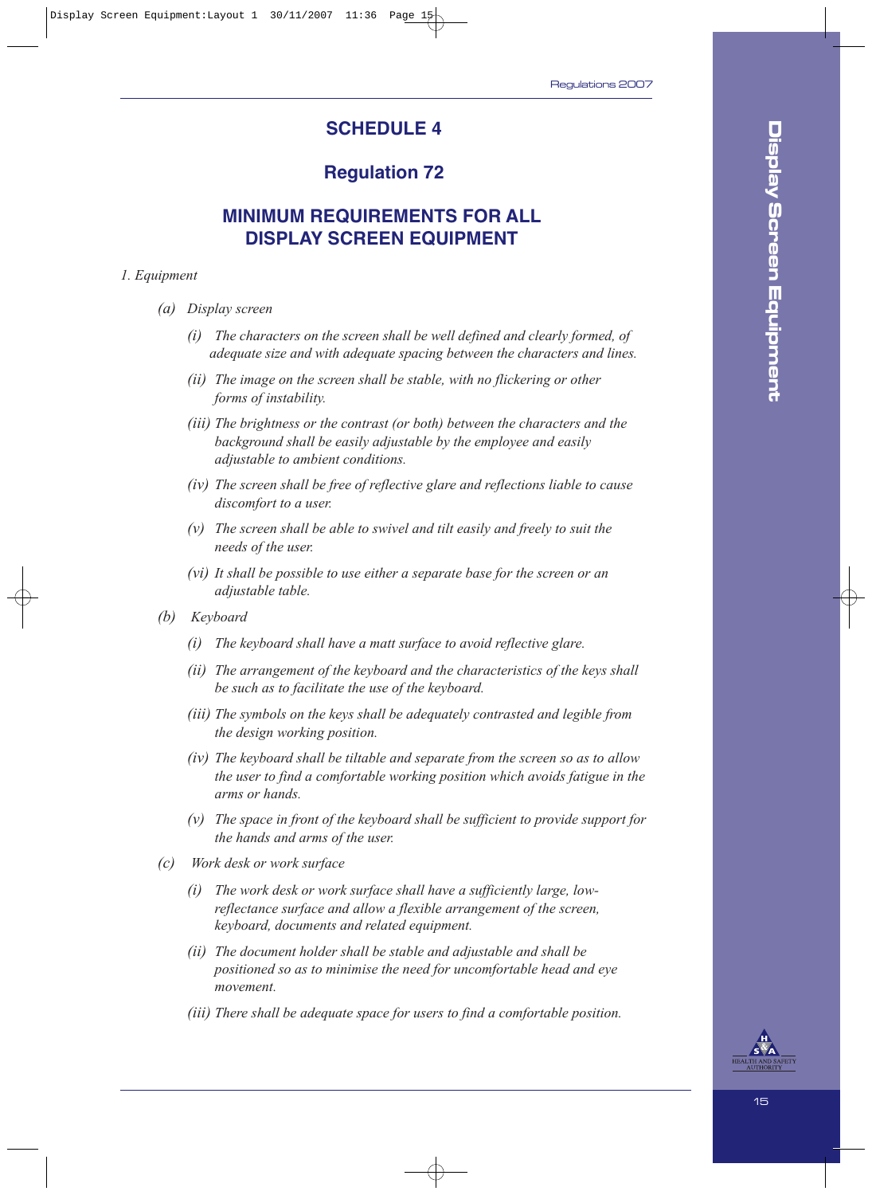# SCHEDULE 4

## Regulation 72

## MINIMUM REQUIREMENTS FOR ALL DISPLAY SCREEN EQUIPMENT

*1. Equipment*

*(a) Display screen*

*(i) The characters on the screen shall be well defined and clearly formed, of adequate size and with adequate spacing between the characters and lines.*

*(ii) The image on the screen shall be stable, with no flickering or other forms of instability.*

*(iii) The brightness or the contrast (or both) between the characters and the background shall be easily adjustable by the employee and easily adjustable to ambient conditions.*

*(iv) The screen shall be free of reflective glare and reflections liable to cause discomfort to a user.*

*(v) The screen shall be able to swivel and tilt easily and freely to suit the needs of the user.*

*(vi) It shall be possible to use either a separate base for the screen or an adjustable table.*

*(b) Keyboard*

*(i) The keyboard shall have a matt surface to avoid reflective glare.*

*(ii) The arrangement of the keyboard and the characteristics of the keys shall be such as to facilitate the use of the keyboard.*

*(iii) The symbols on the keys shall be adequately contrasted and legible from the design working position.*

*(iv) The keyboard shall be tiltable and separate from the screen so as to allow the user to find a comfortable working position which avoids fatigue in the arms or hands.*

*(v) The space in front of the keyboard shall be sufficient to provide support for the hands and arms of the user.*

*(c) Work desk or work surface*

*(i) The work desk or work surface shall have a sufficiently large, low-reflectance surface and allow a flexible arrangement of the screen, keyboard, documents and related equipment.*

*(ii) The document holder shall be stable and adjustable and shall be positioned so as to minimise the need for uncomfortable head and eye movement.*

*(iii) There shall be adequate space for users to find a comfortable position.*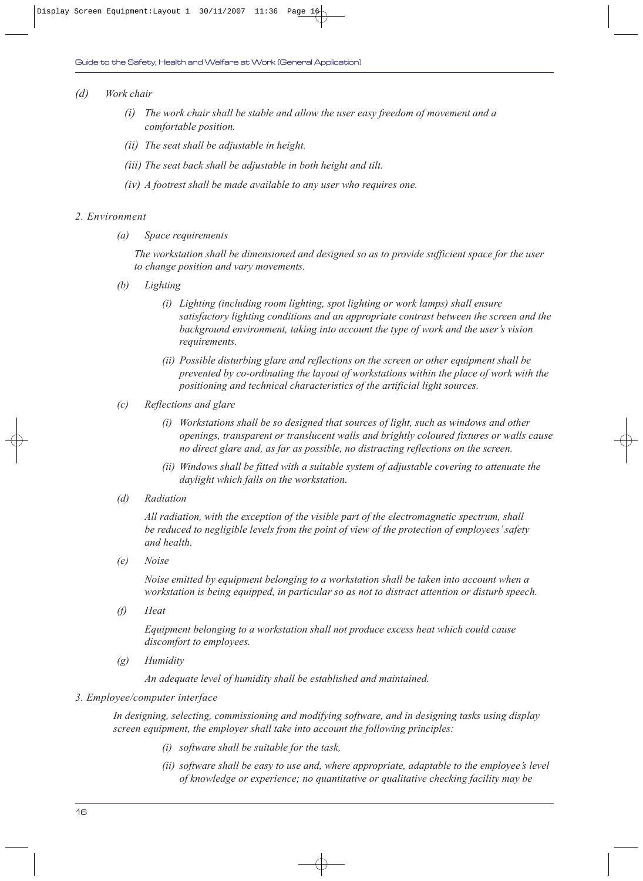*(d) Work chair*

*(i) The work chair shall be stable and allow the user easy freedom of movement and a comfortable position.*

*(ii) The seat shall be adjustable in height.*

*(iii) The seat back shall be adjustable in both height and tilt.*

*(iv) A footrest shall be made available to any user who requires one.*

*2. Environment*

*(a) Space requirements*

*The workstation shall be dimensioned and designed so as to provide sufficient space for the user to change position and vary movements.*

*(b) Lighting*

*(i) Lighting (including room lighting, spot lighting or work lamps) shall ensure satisfactory lighting conditions and an appropriate contrast between the screen and the background environment, taking into account the type of work and the user's vision requirements.*

*(ii) Possible disturbing glare and reflections on the screen or other equipment shall be prevented by co-ordinating the layout of workstations within the place of work with the positioning and technical characteristics of the artificial light sources.*

*(c) Reflections and glare*

*(i) Workstations shall be so designed that sources of light, such as windows and other openings, transparent or translucent walls and brightly coloured fixtures or walls cause no direct glare and, as far as possible, no distracting reflections on the screen.*

*(ii) Windows shall be fitted with a suitable system of adjustable covering to attenuate the daylight which falls on the workstation.*

*(d) Radiation*

*All radiation, with the exception of the visible part of the electromagnetic spectrum, shall be reduced to negligible levels from the point of view of the protection of employees' safety and health.*

*(e) Noise*

*Noise emitted by equipment belonging to a workstation shall be taken into account when a workstation is being equipped, in particular so as not to distract attention or disturb speech.*

*(f) Heat*

*Equipment belonging to a workstation shall not produce excess heat which could cause discomfort to employees.*

*(g) Humidity*

*An adequate level of humidity shall be established and maintained.*

*3. Employee/computer interface*

*In designing, selecting, commissioning and modifying software, and in designing tasks using display screen equipment, the employer shall take into account the following principles:*

*(i) software shall be suitable for the task,*

*(ii) software shall be easy to use and, where appropriate, adaptable to the employee's level of knowledge or experience; no quantitative or qualitative checking facility may be*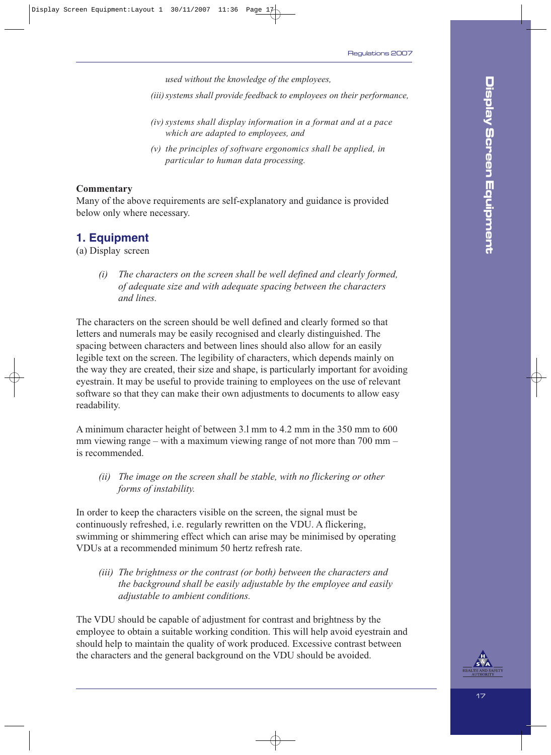*used without the knowledge of the employees,*

*(iii) systems shall provide feedback to employees on their performance,*

*(iv) systems shall display information in a format and at a pace which are adapted to employees, and*

*(v) the principles of software ergonomics shall be applied, in particular to human data processing.*

**Commentary**

Many of the above requirements are self-explanatory and guidance is provided below only where necessary.

## 1. Equipment

(a) Display screen

*(i) The characters on the screen shall be well defined and clearly formed, of adequate size and with adequate spacing between the characters and lines.*

The characters on the screen should be well defined and clearly formed so that letters and numerals may be easily recognised and clearly distinguished. The spacing between characters and between lines should also allow for an easily legible text on the screen. The legibility of characters, which depends mainly on the way they are created, their size and shape, is particularly important for avoiding eyestrain. It may be useful to provide training to employees on the use of relevant software so that they can make their own adjustments to documents to allow easy readability.

A minimum character height of between 3.1 mm to 4.2 mm in the 350 mm to 600 mm viewing range – with a maximum viewing range of not more than 700 mm – is recommended.

*(ii) The image on the screen shall be stable, with no flickering or other forms of instability.*

In order to keep the characters visible on the screen, the signal must be continuously refreshed, i.e. regularly rewritten on the VDU. A flickering, swimming or shimmering effect which can arise may be minimised by operating VDUs at a recommended minimum 50 hertz refresh rate.

*(iii) The brightness or the contrast (or both) between the characters and the background shall be easily adjustable by the employee and easily adjustable to ambient conditions.*

The VDU should be capable of adjustment for contrast and brightness by the employee to obtain a suitable working condition. This will help avoid eyestrain and should help to maintain the quality of work produced. Excessive contrast between the characters and the general background on the VDU should be avoided.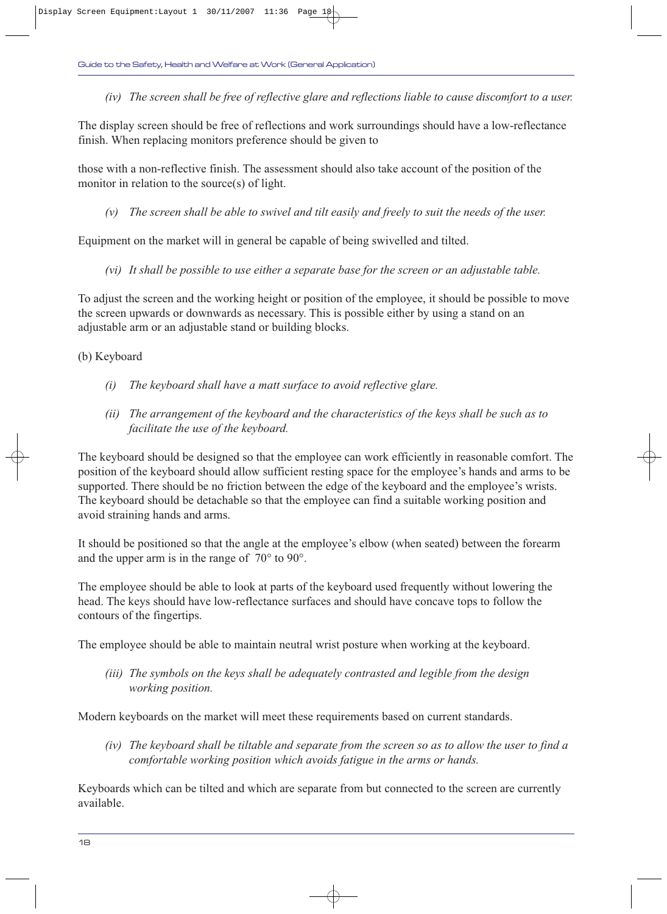*(iv) The screen shall be free of reflective glare and reflections liable to cause discomfort to a user.*

The display screen should be free of reflections and work surroundings should have a low-reflectance finish. When replacing monitors preference should be given to

those with a non-reflective finish. The assessment should also take account of the position of the monitor in relation to the source(s) of light.

*(v) The screen shall be able to swivel and tilt easily and freely to suit the needs of the user.*

Equipment on the market will in general be capable of being swivelled and tilted.

*(vi) It shall be possible to use either a separate base for the screen or an adjustable table.*

To adjust the screen and the working height or position of the employee, it should be possible to move the screen upwards or downwards as necessary. This is possible either by using a stand on an adjustable arm or an adjustable stand or building blocks.

(b) Keyboard

*(i) The keyboard shall have a matt surface to avoid reflective glare.*

*(ii) The arrangement of the keyboard and the characteristics of the keys shall be such as to facilitate the use of the keyboard.*

The keyboard should be designed so that the employee can work efficiently in reasonable comfort. The position of the keyboard should allow sufficient resting space for the employee's hands and arms to be supported. There should be no friction between the edge of the keyboard and the employee's wrists. The keyboard should be detachable so that the employee can find a suitable working position and avoid straining hands and arms.

It should be positioned so that the angle at the employee's elbow (when seated) between the forearm and the upper arm is in the range of 70° to 90°.

The employee should be able to look at parts of the keyboard used frequently without lowering the head. The keys should have low-reflectance surfaces and should have concave tops to follow the contours of the fingertips.

The employee should be able to maintain neutral wrist posture when working at the keyboard.

*(iii) The symbols on the keys shall be adequately contrasted and legible from the design working position.*

Modern keyboards on the market will meet these requirements based on current standards.

*(iv) The keyboard shall be tiltable and separate from the screen so as to allow the user to find a comfortable working position which avoids fatigue in the arms or hands.*

Keyboards which can be tilted and which are separate from but connected to the screen are currently available.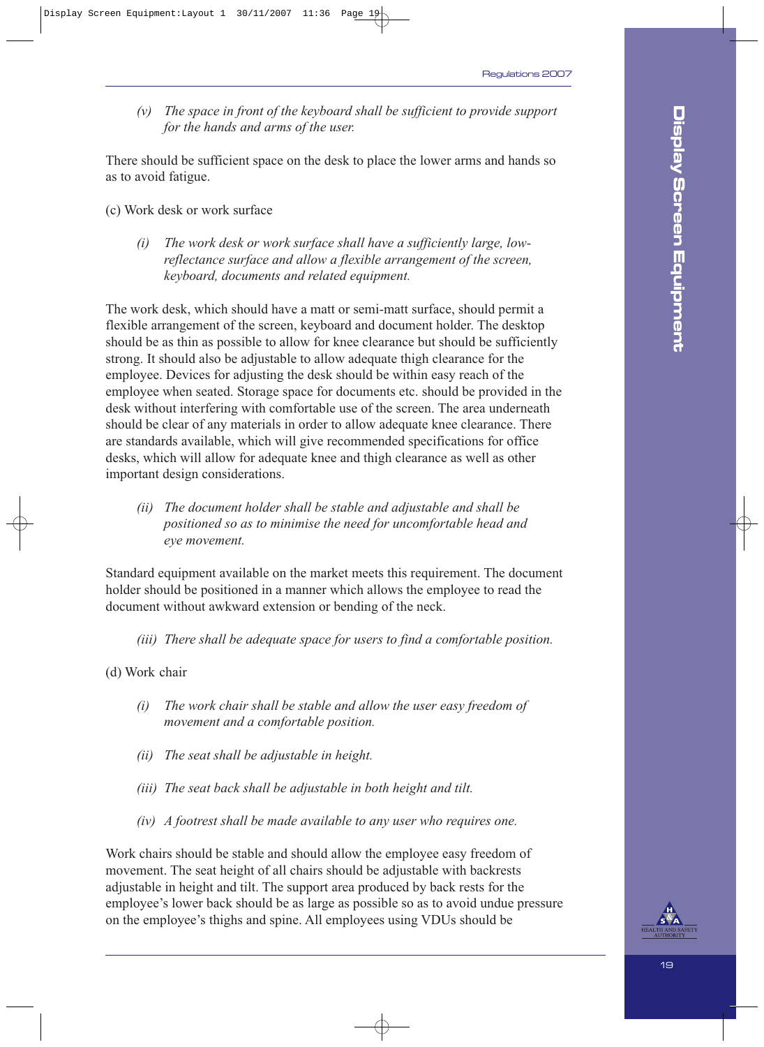*(v) The space in front of the keyboard shall be sufficient to provide support for the hands and arms of the user.*

There should be sufficient space on the desk to place the lower arms and hands so as to avoid fatigue.

(c) Work desk or work surface

*(i) The work desk or work surface shall have a sufficiently large, low-reflectance surface and allow a flexible arrangement of the screen, keyboard, documents and related equipment.*

The work desk, which should have a matt or semi-matt surface, should permit a flexible arrangement of the screen, keyboard and document holder. The desktop should be as thin as possible to allow for knee clearance but should be sufficiently strong. It should also be adjustable to allow adequate thigh clearance for the employee. Devices for adjusting the desk should be within easy reach of the employee when seated. Storage space for documents etc. should be provided in the desk without interfering with comfortable use of the screen. The area underneath should be clear of any materials in order to allow adequate knee clearance. There are standards available, which will give recommended specifications for office desks, which will allow for adequate knee and thigh clearance as well as other important design considerations.

*(ii) The document holder shall be stable and adjustable and shall be positioned so as to minimise the need for uncomfortable head and eye movement.*

Standard equipment available on the market meets this requirement. The document holder should be positioned in a manner which allows the employee to read the document without awkward extension or bending of the neck.

*(iii) There shall be adequate space for users to find a comfortable position.*

(d) Work chair

*(i) The work chair shall be stable and allow the user easy freedom of movement and a comfortable position.*

*(ii) The seat shall be adjustable in height.*

*(iii) The seat back shall be adjustable in both height and tilt.*

*(iv) A footrest shall be made available to any user who requires one.*

Work chairs should be stable and should allow the employee easy freedom of movement. The seat height of all chairs should be adjustable with backrests adjustable in height and tilt. The support area produced by back rests for the employee's lower back should be as large as possible so as to avoid undue pressure on the employee's thighs and spine. All employees using VDUs should be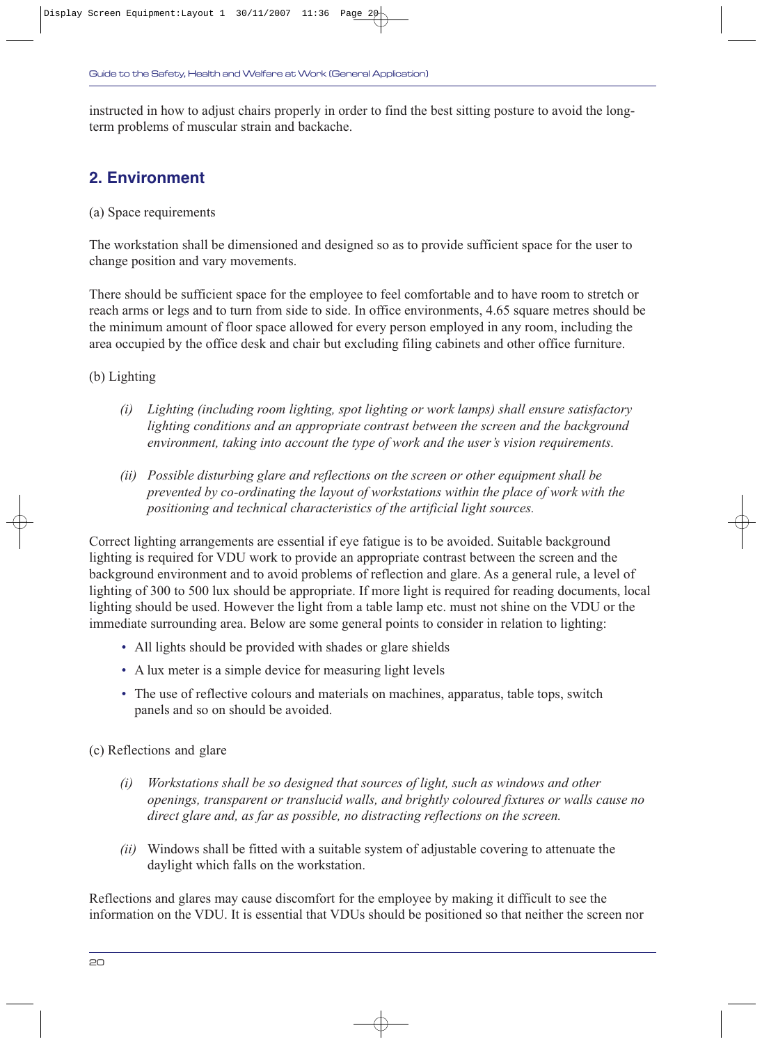instructed in how to adjust chairs properly in order to find the best sitting posture to avoid the long-term problems of muscular strain and backache.

## 2. Environment

(a) Space requirements

The workstation shall be dimensioned and designed so as to provide sufficient space for the user to change position and vary movements.

There should be sufficient space for the employee to feel comfortable and to have room to stretch or reach arms or legs and to turn from side to side. In office environments, 4.65 square metres should be the minimum amount of floor space allowed for every person employed in any room, including the area occupied by the office desk and chair but excluding filing cabinets and other office furniture.

(b) Lighting

> *(i) Lighting (including room lighting, spot lighting or work lamps) shall ensure satisfactory lighting conditions and an appropriate contrast between the screen and the background environment, taking into account the type of work and the user's vision requirements.*
>
> *(ii) Possible disturbing glare and reflections on the screen or other equipment shall be prevented by co-ordinating the layout of workstations within the place of work with the positioning and technical characteristics of the artificial light sources.*

Correct lighting arrangements are essential if eye fatigue is to be avoided. Suitable background lighting is required for VDU work to provide an appropriate contrast between the screen and the background environment and to avoid problems of reflection and glare. As a general rule, a level of lighting of 300 to 500 lux should be appropriate. If more light is required for reading documents, local lighting should be used. However the light from a table lamp etc. must not shine on the VDU or the immediate surrounding area. Below are some general points to consider in relation to lighting:

- All lights should be provided with shades or glare shields
- A lux meter is a simple device for measuring light levels
- The use of reflective colours and materials on machines, apparatus, table tops, switch panels and so on should be avoided.

(c) Reflections and glare

> *(i) Workstations shall be so designed that sources of light, such as windows and other openings, transparent or translucid walls, and brightly coloured fixtures or walls cause no direct glare and, as far as possible, no distracting reflections on the screen.*
>
> *(ii)* Windows shall be fitted with a suitable system of adjustable covering to attenuate the daylight which falls on the workstation.

Reflections and glares may cause discomfort for the employee by making it difficult to see the information on the VDU. It is essential that VDUs should be positioned so that neither the screen nor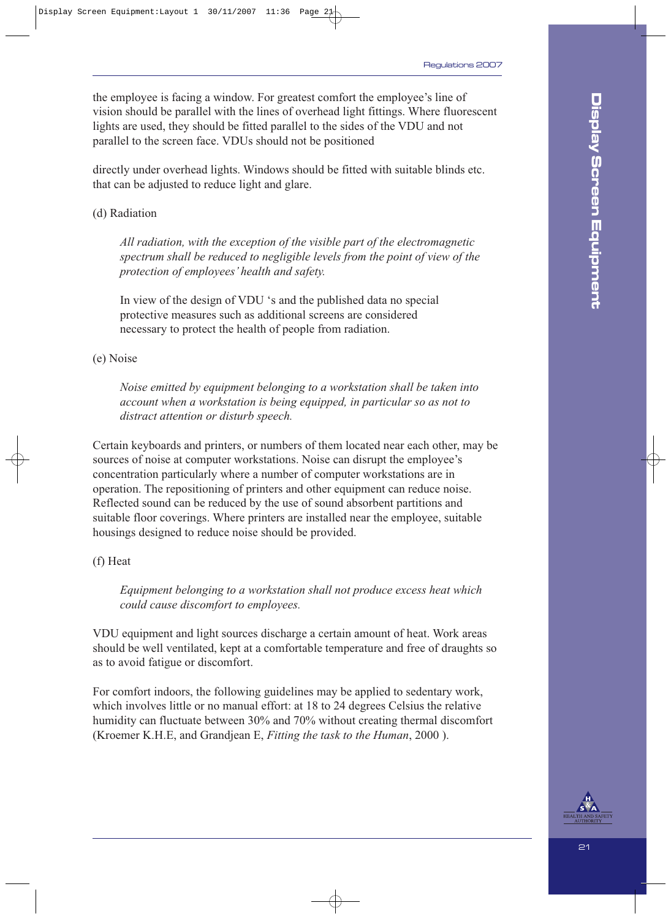the employee is facing a window. For greatest comfort the employee's line of vision should be parallel with the lines of overhead light fittings. Where fluorescent lights are used, they should be fitted parallel to the sides of the VDU and not parallel to the screen face. VDUs should not be positioned

directly under overhead lights. Windows should be fitted with suitable blinds etc. that can be adjusted to reduce light and glare.

(d) Radiation

> *All radiation, with the exception of the visible part of the electromagnetic spectrum shall be reduced to negligible levels from the point of view of the protection of employees' health and safety.*
>
> In view of the design of VDU 's and the published data no special protective measures such as additional screens are considered necessary to protect the health of people from radiation.

(e) Noise

> *Noise emitted by equipment belonging to a workstation shall be taken into account when a workstation is being equipped, in particular so as not to distract attention or disturb speech.*

Certain keyboards and printers, or numbers of them located near each other, may be sources of noise at computer workstations. Noise can disrupt the employee's concentration particularly where a number of computer workstations are in operation. The repositioning of printers and other equipment can reduce noise. Reflected sound can be reduced by the use of sound absorbent partitions and suitable floor coverings. Where printers are installed near the employee, suitable housings designed to reduce noise should be provided.

(f) Heat

> *Equipment belonging to a workstation shall not produce excess heat which could cause discomfort to employees.*

VDU equipment and light sources discharge a certain amount of heat. Work areas should be well ventilated, kept at a comfortable temperature and free of draughts so as to avoid fatigue or discomfort.

For comfort indoors, the following guidelines may be applied to sedentary work, which involves little or no manual effort: at 18 to 24 degrees Celsius the relative humidity can fluctuate between 30% and 70% without creating thermal discomfort (Kroemer K.H.E, and Grandjean E, *Fitting the task to the Human*, 2000 ).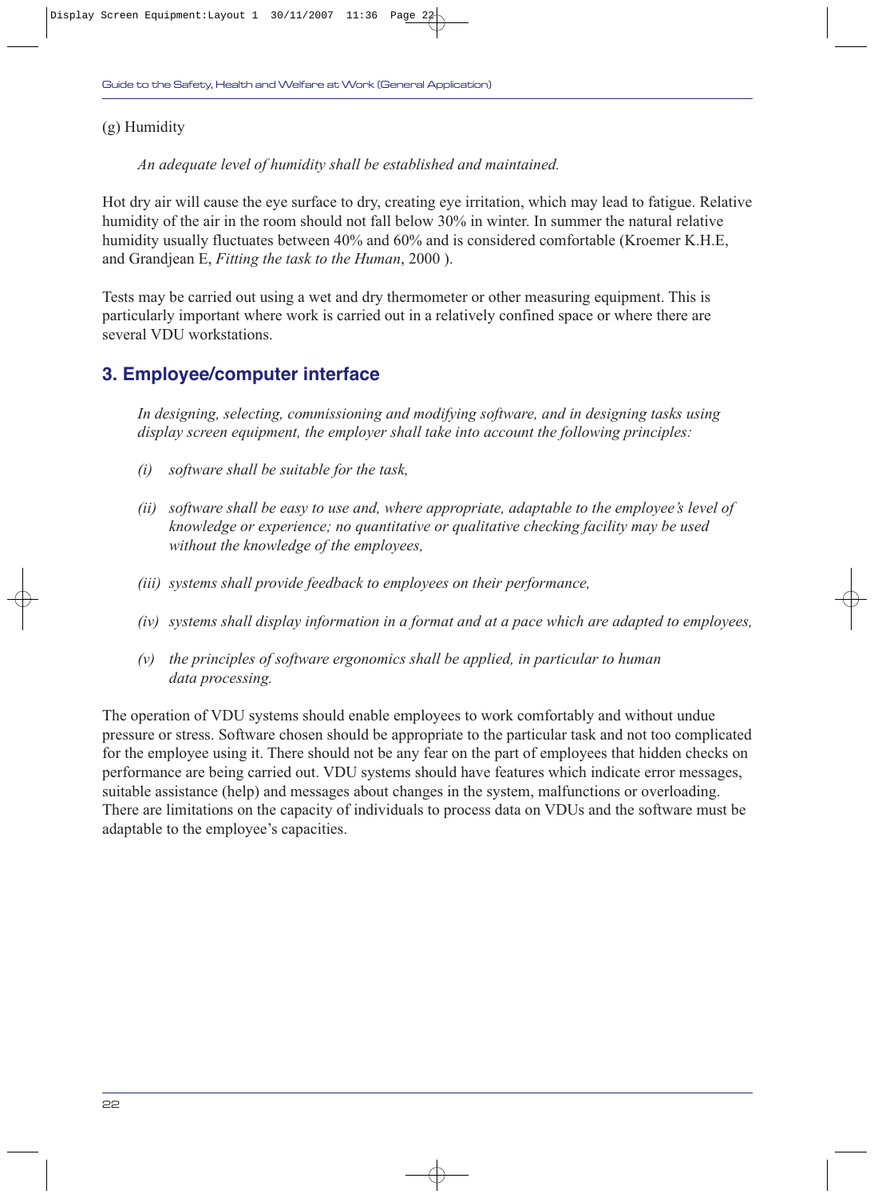(g) Humidity

*An adequate level of humidity shall be established and maintained.*

Hot dry air will cause the eye surface to dry, creating eye irritation, which may lead to fatigue. Relative humidity of the air in the room should not fall below 30% in winter. In summer the natural relative humidity usually fluctuates between 40% and 60% and is considered comfortable (Kroemer K.H.E, and Grandjean E, *Fitting the task to the Human*, 2000 ).

Tests may be carried out using a wet and dry thermometer or other measuring equipment. This is particularly important where work is carried out in a relatively confined space or where there are several VDU workstations.

## 3. Employee/computer interface

*In designing, selecting, commissioning and modifying software, and in designing tasks using display screen equipment, the employer shall take into account the following principles:*

*(i) software shall be suitable for the task,*

*(ii) software shall be easy to use and, where appropriate, adaptable to the employee's level of knowledge or experience; no quantitative or qualitative checking facility may be used without the knowledge of the employees,*

*(iii) systems shall provide feedback to employees on their performance,*

*(iv) systems shall display information in a format and at a pace which are adapted to employees,*

*(v) the principles of software ergonomics shall be applied, in particular to human data processing.*

The operation of VDU systems should enable employees to work comfortably and without undue pressure or stress. Software chosen should be appropriate to the particular task and not too complicated for the employee using it. There should not be any fear on the part of employees that hidden checks on performance are being carried out. VDU systems should have features which indicate error messages, suitable assistance (help) and messages about changes in the system, malfunctions or overloading. There are limitations on the capacity of individuals to process data on VDUs and the software must be adaptable to the employee's capacities.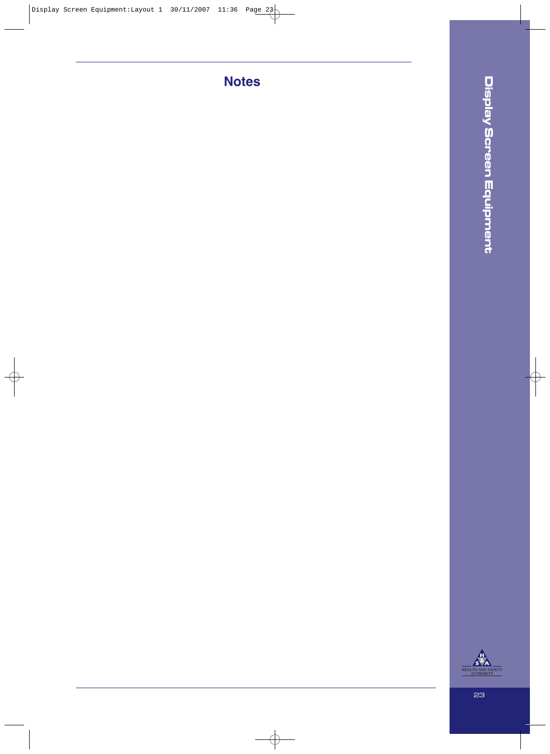# Notes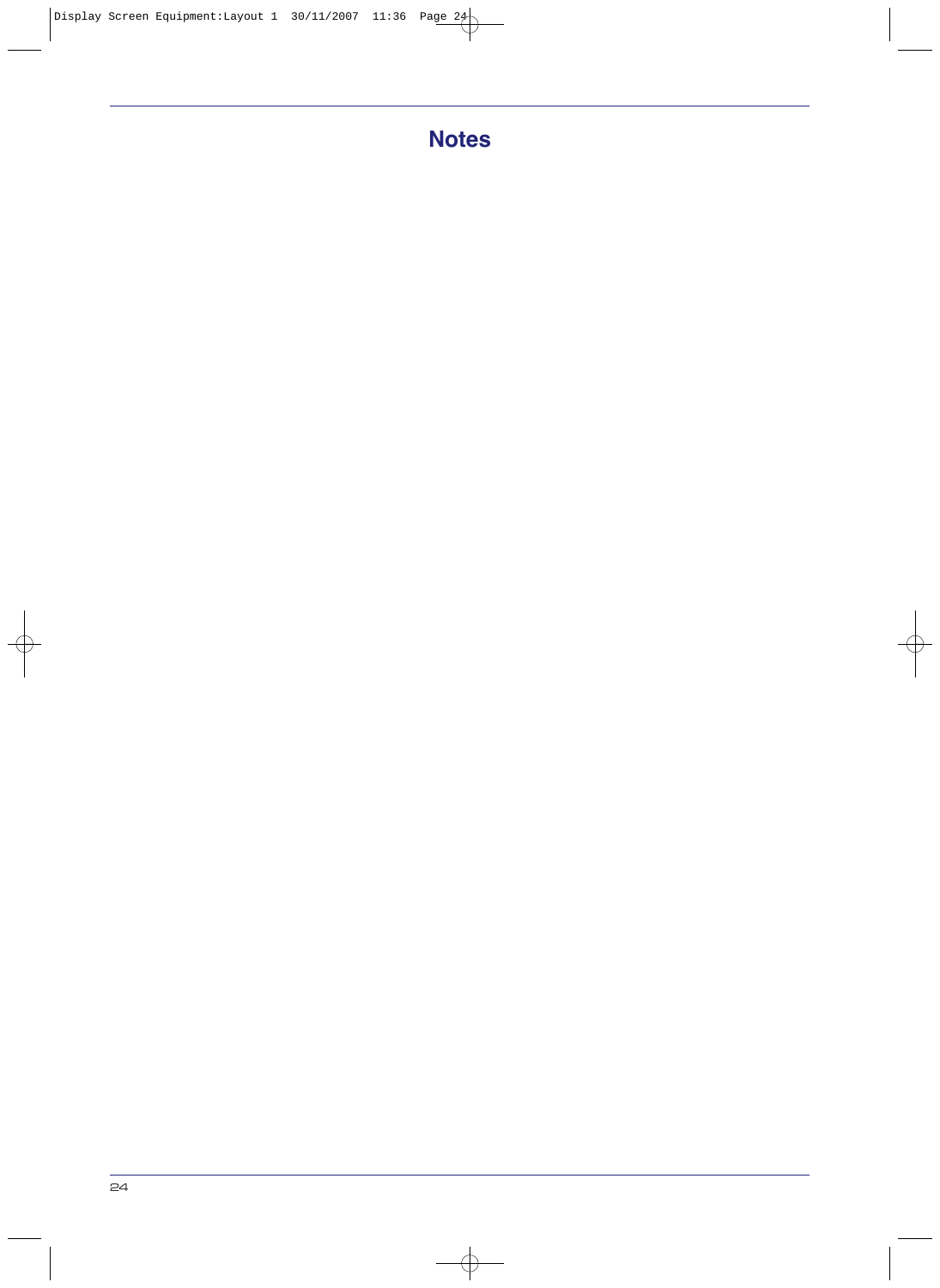# Notes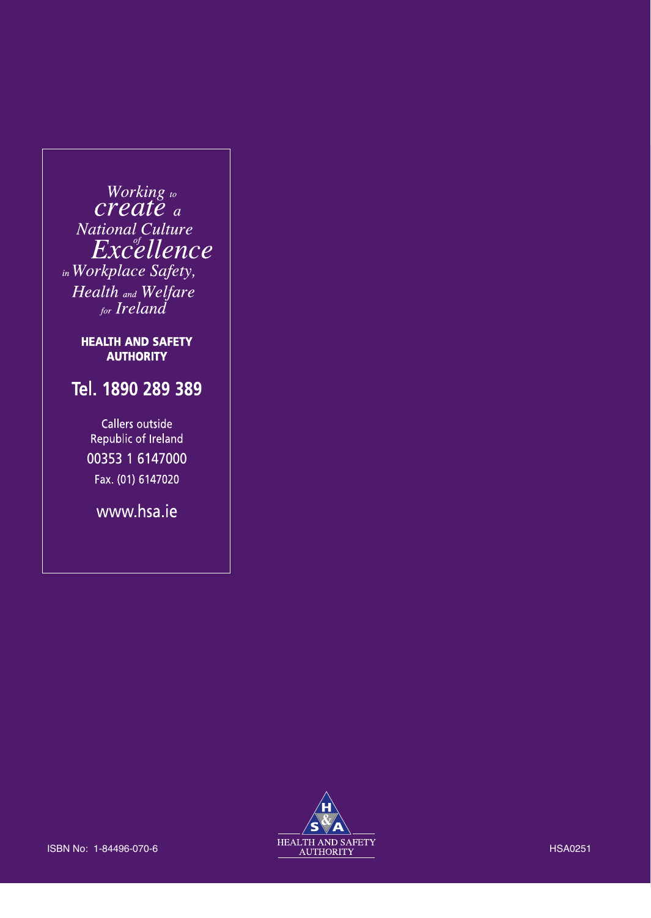*Working to create a National Culture of Excellence in Workplace Safety, Health and Welfare for Ireland*

**HEALTH AND SAFETY AUTHORITY**

Tel. 1890 289 389

Callers outside Republic of Ireland
00353 1 6147000
Fax. (01) 6147020

www.hsa.ie

ISBN No: 1-84496-070-6

HEALTH AND SAFETY AUTHORITY

HSA0251